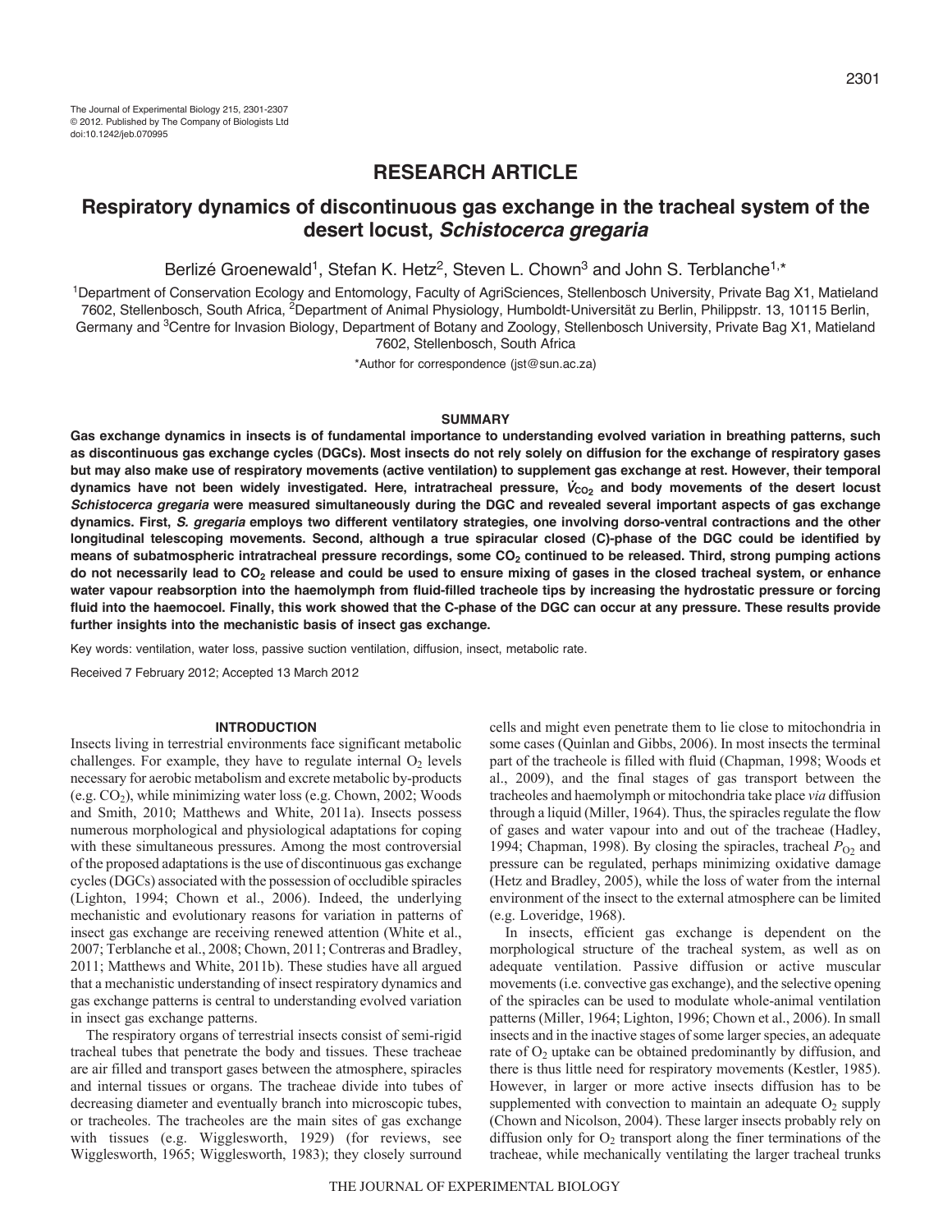The Journal of Experimental Biology 215, 2301-2307
© 2012. Published by The Company of Biologists Ltd
doi:10.1242/jeb.070995

## RESEARCH ARTICLE

# Respiratory dynamics of discontinuous gas exchange in the tracheal system of the desert locust, *Schistocerca gregaria*

Berlizé Groenewald[1], Stefan K. Hetz[2], Steven L. Chown[3] and John S. Terblanche[1,*]

[1]Department of Conservation Ecology and Entomology, Faculty of AgriSciences, Stellenbosch University, Private Bag X1, Matieland 7602, Stellenbosch, South Africa, [2]Department of Animal Physiology, Humboldt-Universität zu Berlin, Philippstr. 13, 10115 Berlin, Germany and [3]Centre for Invasion Biology, Department of Botany and Zoology, Stellenbosch University, Private Bag X1, Matieland 7602, Stellenbosch, South Africa

*Author for correspondence (jst@sun.ac.za)

### SUMMARY

**Gas exchange dynamics in insects is of fundamental importance to understanding evolved variation in breathing patterns, such as discontinuous gas exchange cycles (DGCs). Most insects do not rely solely on diffusion for the exchange of respiratory gases but may also make use of respiratory movements (active ventilation) to supplement gas exchange at rest. However, their temporal dynamics have not been widely investigated. Here, intratracheal pressure, $\dot{V}_{CO_2}$ and body movements of the desert locust *Schistocerca gregaria* were measured simultaneously during the DGC and revealed several important aspects of gas exchange dynamics. First, *S. gregaria* employs two different ventilatory strategies, one involving dorso-ventral contractions and the other longitudinal telescoping movements. Second, although a true spiracular closed (C)-phase of the DGC could be identified by means of subatmospheric intratracheal pressure recordings, some $CO_2$ continued to be released. Third, strong pumping actions do not necessarily lead to $CO_2$ release and could be used to ensure mixing of gases in the closed tracheal system, or enhance water vapour reabsorption into the haemolymph from fluid-filled tracheole tips by increasing the hydrostatic pressure or forcing fluid into the haemocoel. Finally, this work showed that the C-phase of the DGC can occur at any pressure. These results provide further insights into the mechanistic basis of insect gas exchange.**

Key words: ventilation, water loss, passive suction ventilation, diffusion, insect, metabolic rate.

Received 7 February 2012; Accepted 13 March 2012

### INTRODUCTION

Insects living in terrestrial environments face significant metabolic challenges. For example, they have to regulate internal $O_2$ levels necessary for aerobic metabolism and excrete metabolic by-products (e.g. $CO_2$), while minimizing water loss (e.g. Chown, 2002; Woods and Smith, 2010; Matthews and White, 2011a). Insects possess numerous morphological and physiological adaptations for coping with these simultaneous pressures. Among the most controversial of the proposed adaptations is the use of discontinuous gas exchange cycles (DGCs) associated with the possession of occludible spiracles (Lighton, 1994; Chown et al., 2006). Indeed, the underlying mechanistic and evolutionary reasons for variation in patterns of insect gas exchange are receiving renewed attention (White et al., 2007; Terblanche et al., 2008; Chown, 2011; Contreras and Bradley, 2011; Matthews and White, 2011b). These studies have all argued that a mechanistic understanding of insect respiratory dynamics and gas exchange patterns is central to understanding evolved variation in insect gas exchange patterns.

The respiratory organs of terrestrial insects consist of semi-rigid tracheal tubes that penetrate the body and tissues. These tracheae are air filled and transport gases between the atmosphere, spiracles and internal tissues or organs. The tracheae divide into tubes of decreasing diameter and eventually branch into microscopic tubes, or tracheoles. The tracheoles are the main sites of gas exchange with tissues (e.g. Wigglesworth, 1929) (for reviews, see Wigglesworth, 1965; Wigglesworth, 1983); they closely surround cells and might even penetrate them to lie close to mitochondria in some cases (Quinlan and Gibbs, 2006). In most insects the terminal part of the tracheole is filled with fluid (Chapman, 1998; Woods et al., 2009), and the final stages of gas transport between the tracheoles and haemolymph or mitochondria take place *via* diffusion through a liquid (Miller, 1964). Thus, the spiracles regulate the flow of gases and water vapour into and out of the tracheae (Hadley, 1994; Chapman, 1998). By closing the spiracles, tracheal $P_{O_2}$ and pressure can be regulated, perhaps minimizing oxidative damage (Hetz and Bradley, 2005), while the loss of water from the internal environment of the insect to the external atmosphere can be limited (e.g. Loveridge, 1968).

In insects, efficient gas exchange is dependent on the morphological structure of the tracheal system, as well as on adequate ventilation. Passive diffusion or active muscular movements (i.e. convective gas exchange), and the selective opening of the spiracles can be used to modulate whole-animal ventilation patterns (Miller, 1964; Lighton, 1996; Chown et al., 2006). In small insects and in the inactive stages of some larger species, an adequate rate of $O_2$ uptake can be obtained predominantly by diffusion, and there is thus little need for respiratory movements (Kestler, 1985). However, in larger or more active insects diffusion has to be supplemented with convection to maintain an adequate $O_2$ supply (Chown and Nicolson, 2004). These larger insects probably rely on diffusion only for $O_2$ transport along the finer terminations of the tracheae, while mechanically ventilating the larger tracheal trunks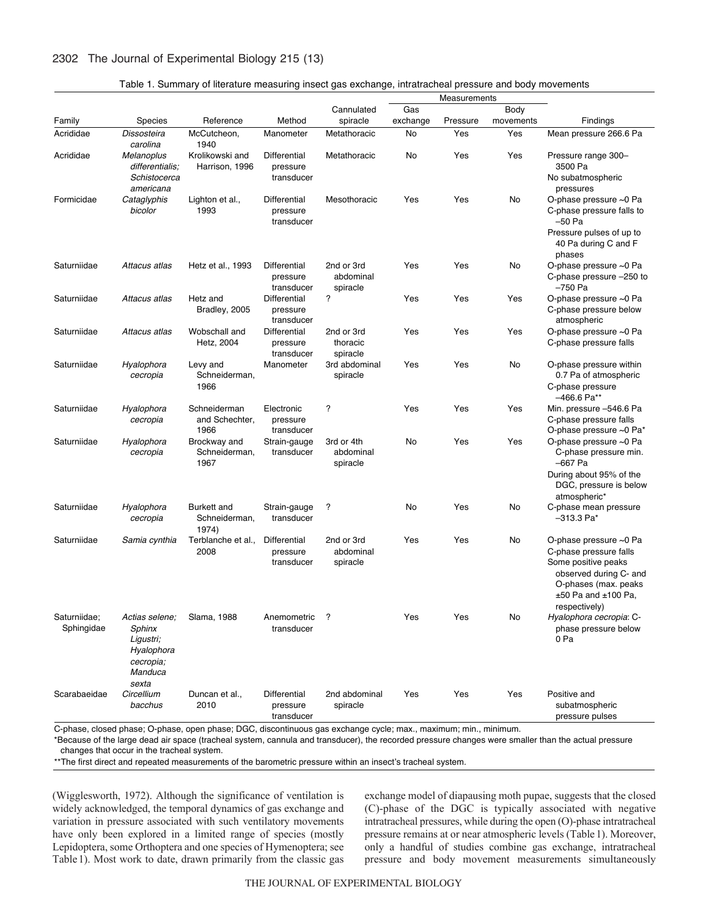Table 1. Summary of literature measuring insect gas exchange, intratracheal pressure and body movements

| Family | Species | Reference | Method | Cannulated spiracle | Measurements: Gas exchange | Measurements: Pressure | Measurements: Body movements | Findings |
|---|---|---|---|---|---|---|---|---|
| Acrididae | *Dissosteira carolina* | McCutcheon, 1940 | Manometer | Metathoracic | No | Yes | Yes | Mean pressure 266.6 Pa |
| Acrididae | *Melanoplus differentialis; Schistocerca americana* | Krolikowski and Harrison, 1996 | Differential pressure transducer | Metathoracic | No | Yes | Yes | Pressure range 300–3500 Pa; No subatmospheric pressures |
| Formicidae | *Cataglyphis bicolor* | Lighton et al., 1993 | Differential pressure transducer | Mesothoracic | Yes | Yes | No | O-phase pressure ~0 Pa; C-phase pressure falls to –50 Pa; Pressure pulses of up to 40 Pa during C and F phases |
| Saturniidae | *Attacus atlas* | Hetz et al., 1993 | Differential pressure transducer | 2nd or 3rd abdominal spiracle | Yes | Yes | No | O-phase pressure ~0 Pa; C-phase pressure –250 to –750 Pa |
| Saturniidae | *Attacus atlas* | Hetz and Bradley, 2005 | Differential pressure transducer | ? | Yes | Yes | Yes | O-phase pressure ~0 Pa; C-phase pressure below atmospheric |
| Saturniidae | *Attacus atlas* | Wobschall and Hetz, 2004 | Differential pressure transducer | 2nd or 3rd thoracic spiracle | Yes | Yes | Yes | O-phase pressure ~0 Pa; C-phase pressure falls |
| Saturniidae | *Hyalophora cecropia* | Levy and Schneiderman, 1966 | Manometer | 3rd abdominal spiracle | Yes | Yes | No | O-phase pressure within 0.7 Pa of atmospheric; C-phase pressure –466.6 Pa** |
| Saturniidae | *Hyalophora cecropia* | Schneiderman and Schechter, 1966 | Electronic pressure transducer | ? | Yes | Yes | Yes | Min. pressure –546.6 Pa; C-phase pressure falls; O-phase pressure ~0 Pa* |
| Saturniidae | *Hyalophora cecropia* | Brockway and Schneiderman, 1967 | Strain-gauge transducer | 3rd or 4th abdominal spiracle | No | Yes | Yes | O-phase pressure ~0 Pa; C-phase pressure min. –667 Pa; During about 95% of the DGC, pressure is below atmospheric* |
| Saturniidae | *Hyalophora cecropia* | Burkett and Schneiderman, 1974) | Strain-gauge transducer | ? | No | Yes | No | C-phase mean pressure –313.3 Pa* |
| Saturniidae | *Samia cynthia* | Terblanche et al., 2008 | Differential pressure transducer | 2nd or 3rd abdominal spiracle | Yes | Yes | No | O-phase pressure ~0 Pa; C-phase pressure falls; Some positive peaks observed during C- and O-phases (max. peaks ±50 Pa and ±100 Pa, respectively) |
| Saturniidae; Sphingidae | *Actias selene; Sphinx Ligustri; Hyalophora cecropia; Manduca sexta* | Slama, 1988 | Anemometric transducer | ? | Yes | Yes | No | *Hyalophora cecropia*: C-phase pressure below 0 Pa |
| Scarabaeidae | *Circellium bacchus* | Duncan et al., 2010 | Differential pressure transducer | 2nd abdominal spiracle | Yes | Yes | Yes | Positive and subatmospheric pressure pulses |

C-phase, closed phase; O-phase, open phase; DGC, discontinuous gas exchange cycle; max., maximum; min., minimum.

*Because of the large dead air space (tracheal system, cannula and transducer), the recorded pressure changes were smaller than the actual pressure changes that occur in the tracheal system.

**The first direct and repeated measurements of the barometric pressure within an insect's tracheal system.

(Wigglesworth, 1972). Although the significance of ventilation is widely acknowledged, the temporal dynamics of gas exchange and variation in pressure associated with such ventilatory movements have only been explored in a limited range of species (mostly Lepidoptera, some Orthoptera and one species of Hymenoptera; see Table 1). Most work to date, drawn primarily from the classic gas exchange model of diapausing moth pupae, suggests that the closed (C)-phase of the DGC is typically associated with negative intratracheal pressures, while during the open (O)-phase intratracheal pressure remains at or near atmospheric levels (Table 1). Moreover, only a handful of studies combine gas exchange, intratracheal pressure and body movement measurements simultaneously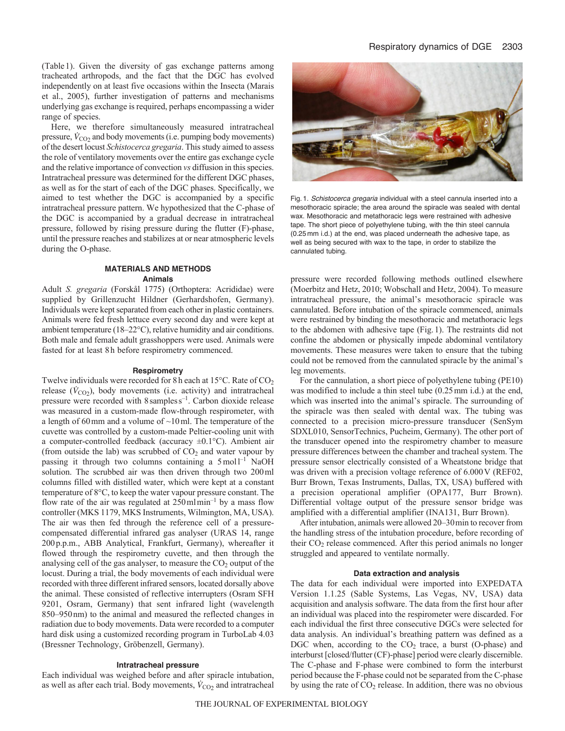(Table 1). Given the diversity of gas exchange patterns among tracheated arthropods, and the fact that the DGC has evolved independently on at least five occasions within the Insecta (Marais et al., 2005), further investigation of patterns and mechanisms underlying gas exchange is required, perhaps encompassing a wider range of species.

Here, we therefore simultaneously measured intratracheal pressure, $\dot{V}_{CO_2}$ and body movements (i.e. pumping body movements) of the desert locust *Schistocerca gregaria*. This study aimed to assess the role of ventilatory movements over the entire gas exchange cycle and the relative importance of convection *vs* diffusion in this species. Intratracheal pressure was determined for the different DGC phases, as well as for the start of each of the DGC phases. Specifically, we aimed to test whether the DGC is accompanied by a specific intratracheal pressure pattern. We hypothesized that the C-phase of the DGC is accompanied by a gradual decrease in intratracheal pressure, followed by rising pressure during the flutter (F)-phase, until the pressure reaches and stabilizes at or near atmospheric levels during the O-phase.

## MATERIALS AND METHODS

### Animals

Adult *S. gregaria* (Forskål 1775) (Orthoptera: Acrididae) were supplied by Grillenzucht Hildner (Gerhardshofen, Germany). Individuals were kept separated from each other in plastic containers. Animals were fed fresh lettuce every second day and were kept at ambient temperature (18–22°C), relative humidity and air conditions. Both male and female adult grasshoppers were used. Animals were fasted for at least 8 h before respirometry commenced.

### Respirometry

Twelve individuals were recorded for 8 h each at 15°C. Rate of $CO_2$ release ($\dot{V}_{CO_2}$), body movements (i.e. activity) and intratracheal pressure were recorded with 8 samples $s^{-1}$. Carbon dioxide release was measured in a custom-made flow-through respirometer, with a length of 60 mm and a volume of ~10 ml. The temperature of the cuvette was controlled by a custom-made Peltier-cooling unit with a computer-controlled feedback (accuracy ±0.1°C). Ambient air (from outside the lab) was scrubbed of $CO_2$ and water vapour by passing it through two columns containing a 5 mol $l^{-1}$ NaOH solution. The scrubbed air was then driven through two 200 ml columns filled with distilled water, which were kept at a constant temperature of 8°C, to keep the water vapour pressure constant. The flow rate of the air was regulated at 250 ml $min^{-1}$ by a mass flow controller (MKS 1179, MKS Instruments, Wilmington, MA, USA). The air was then fed through the reference cell of a pressure-compensated differential infrared gas analyser (URAS 14, range 200 p.p.m., ABB Analytical, Frankfurt, Germany), whereafter it flowed through the respirometry cuvette, and then through the analysing cell of the gas analyser, to measure the $CO_2$ output of the locust. During a trial, the body movements of each individual were recorded with three different infrared sensors, located dorsally above the animal. These consisted of reflective interrupters (Osram SFH 9201, Osram, Germany) that sent infrared light (wavelength 850–950 nm) to the animal and measured the reflected changes in radiation due to body movements. Data were recorded to a computer hard disk using a customized recording program in TurboLab 4.03 (Bressner Technology, Gröbenzell, Germany).

### Intratracheal pressure

Each individual was weighed before and after spiracle intubation, as well as after each trial. Body movements, $\dot{V}_{CO_2}$ and intratracheal pressure were recorded following methods outlined elsewhere (Moerbitz and Hetz, 2010; Wobschall and Hetz, 2004). To measure intratracheal pressure, the animal's mesothoracic spiracle was cannulated. Before intubation of the spiracle commenced, animals were restrained by binding the mesothoracic and metathoracic legs to the abdomen with adhesive tape (Fig. 1). The restraints did not confine the abdomen or physically impede abdominal ventilatory movements. These measures were taken to ensure that the tubing could not be removed from the cannulated spiracle by the animal's leg movements.

Fig. 1. *Schistocerca gregaria* individual with a steel cannula inserted into a mesothoracic spiracle; the area around the spiracle was sealed with dental wax. Mesothoracic and metathoracic legs were restrained with adhesive tape. The short piece of polyethylene tubing, with the thin steel cannula (0.25 mm i.d.) at the end, was placed underneath the adhesive tape, as well as being secured with wax to the tape, in order to stabilize the cannulated tubing.

For the cannulation, a short piece of polyethylene tubing (PE10) was modified to include a thin steel tube (0.25 mm i.d.) at the end, which was inserted into the animal's spiracle. The surrounding of the spiracle was then sealed with dental wax. The tubing was connected to a precision micro-pressure transducer (SenSym SDXL010, SensorTechnics, Pucheim, Germany). The other port of the transducer opened into the respirometry chamber to measure pressure differences between the chamber and tracheal system. The pressure sensor electrically consisted of a Wheatstone bridge that was driven with a precision voltage reference of 6.000 V (REF02, Burr Brown, Texas Instruments, Dallas, TX, USA) buffered with a precision operational amplifier (OPA177, Burr Brown). Differential voltage output of the pressure sensor bridge was amplified with a differential amplifier (INA131, Burr Brown).

After intubation, animals were allowed 20–30 min to recover from the handling stress of the intubation procedure, before recording of their $CO_2$ release commenced. After this period animals no longer struggled and appeared to ventilate normally.

### Data extraction and analysis

The data for each individual were imported into EXPEDATA Version 1.1.25 (Sable Systems, Las Vegas, NV, USA) data acquisition and analysis software. The data from the first hour after an individual was placed into the respirometer were discarded. For each individual the first three consecutive DGCs were selected for data analysis. An individual's breathing pattern was defined as a DGC when, according to the $CO_2$ trace, a burst (O-phase) and interburst [closed/flutter (CF)-phase] period were clearly discernible. The C-phase and F-phase were combined to form the interburst period because the F-phase could not be separated from the C-phase by using the rate of $CO_2$ release. In addition, there was no obvious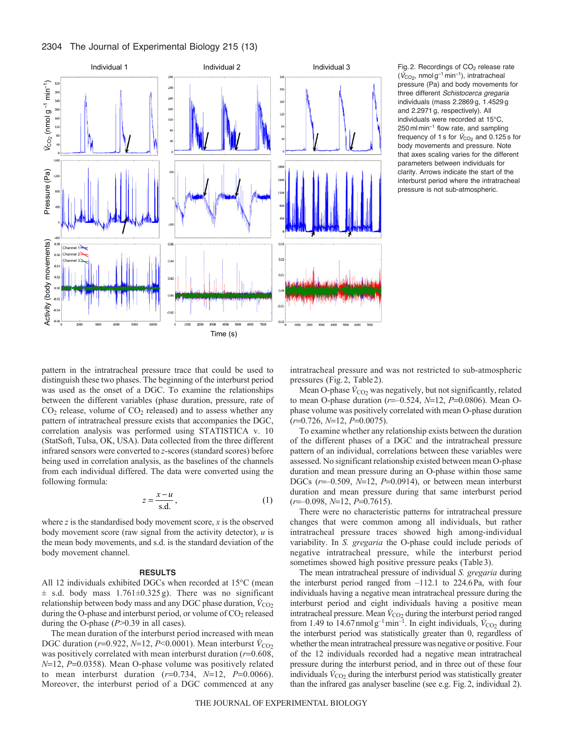Fig. 2. Recordings of $CO_2$ release rate ($\dot{V}_{CO_2}$, nmol g$^{-1}$ min$^{-1}$), intratracheal pressure (Pa) and body movements for three different *Schistocerca gregaria* individuals (mass 2.2869 g, 1.4529 g and 2.2971 g, respectively). All individuals were recorded at 15°C, 250 ml min$^{-1}$ flow rate, and sampling frequency of 1 s for $\dot{V}_{CO_2}$ and 0.125 s for body movements and pressure. Note that axes scaling varies for the different parameters between individuals for clarity. Arrows indicate the start of the interburst period where the intratracheal pressure is not sub-atmospheric.

pattern in the intratracheal pressure trace that could be used to distinguish these two phases. The beginning of the interburst period was used as the onset of a DGC. To examine the relationships between the different variables (phase duration, pressure, rate of $CO_2$ release, volume of $CO_2$ released) and to assess whether any pattern of intratracheal pressure exists that accompanies the DGC, correlation analysis was performed using STATISTICA v. 10 (StatSoft, Tulsa, OK, USA). Data collected from the three different infrared sensors were converted to $z$-scores (standard scores) before being used in correlation analysis, as the baselines of the channels from each individual differed. The data were converted using the following formula:

$$z = \frac{x - u}{\text{s.d.}}, \tag{1}$$

where $z$ is the standardised body movement score, $x$ is the observed body movement score (raw signal from the activity detector), $u$ is the mean body movements, and s.d. is the standard deviation of the body movement channel.

## RESULTS

All 12 individuals exhibited DGCs when recorded at 15°C (mean ± s.d. body mass 1.761±0.325 g). There was no significant relationship between body mass and any DGC phase duration, $\dot{V}_{CO_2}$ during the O-phase and interburst period, or volume of $CO_2$ released during the O-phase ($P$>0.39 in all cases).

The mean duration of the interburst period increased with mean DGC duration ($r$=0.922, $N$=12, $P$<0.0001). Mean interburst $\dot{V}_{CO_2}$ was positively correlated with mean interburst duration ($r$=0.608, $N$=12, $P$=0.0358). Mean O-phase volume was positively related to mean interburst duration ($r$=0.734, $N$=12, $P$=0.0066). Moreover, the interburst period of a DGC commenced at any intratracheal pressure and was not restricted to sub-atmospheric pressures (Fig. 2, Table 2).

Mean O-phase $\dot{V}_{CO_2}$ was negatively, but not significantly, related to mean O-phase duration ($r$=–0.524, $N$=12, $P$=0.0806). Mean O-phase volume was positively correlated with mean O-phase duration ($r$=0.726, $N$=12, $P$=0.0075).

To examine whether any relationship exists between the duration of the different phases of a DGC and the intratracheal pressure pattern of an individual, correlations between these variables were assessed. No significant relationship existed between mean O-phase duration and mean pressure during an O-phase within those same DGCs ($r$=–0.509, $N$=12, $P$=0.0914), or between mean interburst duration and mean pressure during that same interburst period ($r$=–0.098, $N$=12, $P$=0.7615).

There were no characteristic patterns for intratracheal pressure changes that were common among all individuals, but rather intratracheal pressure traces showed high among-individual variability. In *S. gregaria* the O-phase could include periods of negative intratracheal pressure, while the interburst period sometimes showed high positive pressure peaks (Table 3).

The mean intratracheal pressure of individual *S. gregaria* during the interburst period ranged from –112.1 to 224.6 Pa, with four individuals having a negative mean intratracheal pressure during the interburst period and eight individuals having a positive mean intratracheal pressure. Mean $\dot{V}_{CO_2}$ during the interburst period ranged from 1.49 to 14.67 nmol g$^{-1}$ min$^{-1}$. In eight individuals, $\dot{V}_{CO_2}$ during the interburst period was statistically greater than 0, regardless of whether the mean intratracheal pressure was negative or positive. Four of the 12 individuals recorded had a negative mean intratracheal pressure during the interburst period, and in three out of these four individuals $\dot{V}_{CO_2}$ during the interburst period was statistically greater than the infrared gas analyser baseline (see e.g. Fig. 2, individual 2).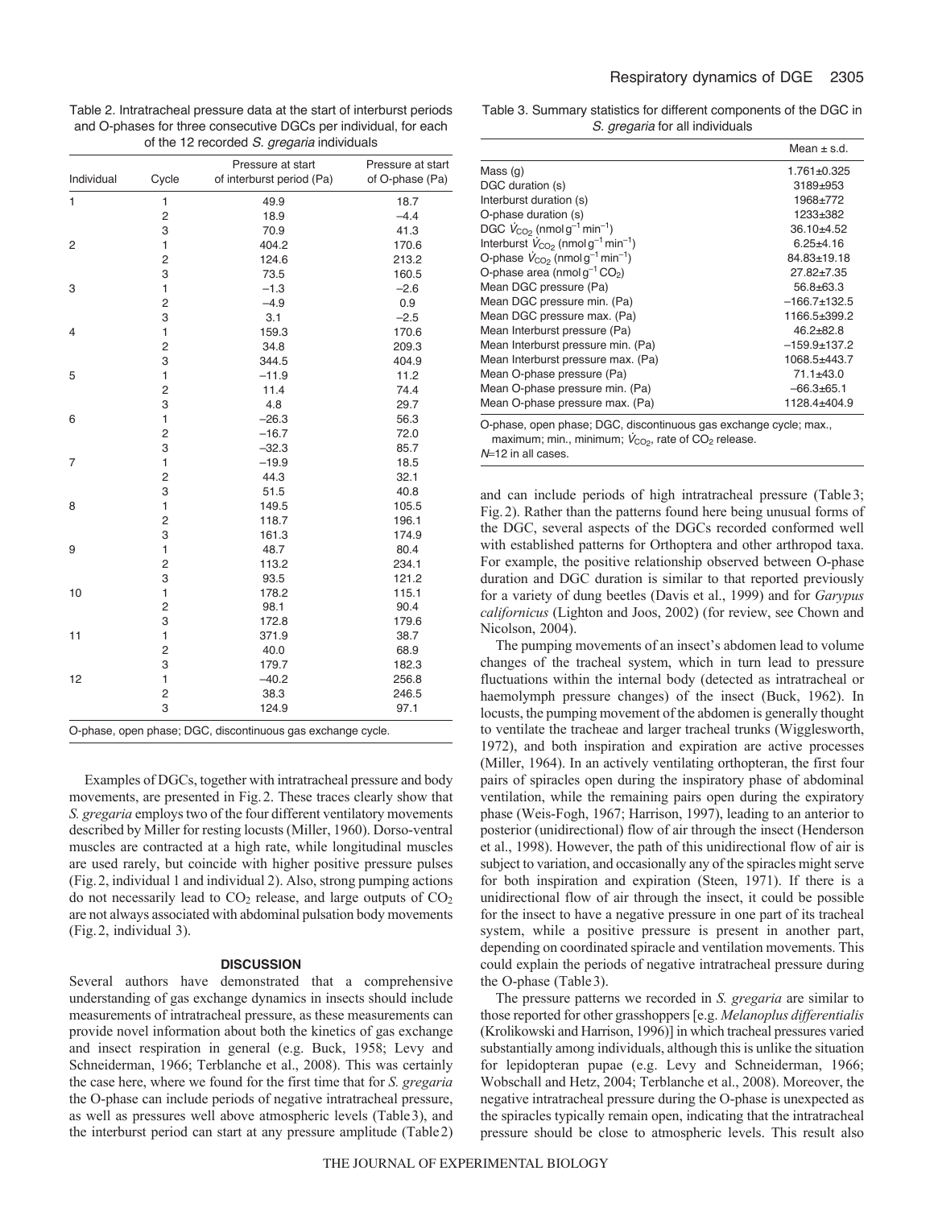Table 2. Intratracheal pressure data at the start of interburst periods and O-phases for three consecutive DGCs per individual, for each of the 12 recorded *S. gregaria* individuals

| Individual | Cycle | Pressure at start of interburst period (Pa) | Pressure at start of O-phase (Pa) |
|---|---|---|---|
| 1 | 1 | 49.9 | 18.7 |
| | 2 | 18.9 | –4.4 |
| | 3 | 70.9 | 41.3 |
| 2 | 1 | 404.2 | 170.6 |
| | 2 | 124.6 | 213.2 |
| | 3 | 73.5 | 160.5 |
| 3 | 1 | –1.3 | –2.6 |
| | 2 | –4.9 | 0.9 |
| | 3 | 3.1 | –2.5 |
| 4 | 1 | 159.3 | 170.6 |
| | 2 | 34.8 | 209.3 |
| | 3 | 344.5 | 404.9 |
| 5 | 1 | –11.9 | 11.2 |
| | 2 | 11.4 | 74.4 |
| | 3 | 4.8 | 29.7 |
| 6 | 1 | –26.3 | 56.3 |
| | 2 | –16.7 | 72.0 |
| | 3 | –32.3 | 85.7 |
| 7 | 1 | –19.9 | 18.5 |
| | 2 | 44.3 | 32.1 |
| | 3 | 51.5 | 40.8 |
| 8 | 1 | 149.5 | 105.5 |
| | 2 | 118.7 | 196.1 |
| | 3 | 161.3 | 174.9 |
| 9 | 1 | 48.7 | 80.4 |
| | 2 | 113.2 | 234.1 |
| | 3 | 93.5 | 121.2 |
| 10 | 1 | 178.2 | 115.1 |
| | 2 | 98.1 | 90.4 |
| | 3 | 172.8 | 179.6 |
| 11 | 1 | 371.9 | 38.7 |
| | 2 | 40.0 | 68.9 |
| | 3 | 179.7 | 182.3 |
| 12 | 1 | –40.2 | 256.8 |
| | 2 | 38.3 | 246.5 |
| | 3 | 124.9 | 97.1 |

O-phase, open phase; DGC, discontinuous gas exchange cycle.

Examples of DGCs, together with intratracheal pressure and body movements, are presented in Fig. 2. These traces clearly show that *S. gregaria* employs two of the four different ventilatory movements described by Miller for resting locusts (Miller, 1960). Dorso-ventral muscles are contracted at a high rate, while longitudinal muscles are used rarely, but coincide with higher positive pressure pulses (Fig. 2, individual 1 and individual 2). Also, strong pumping actions do not necessarily lead to $CO_2$ release, and large outputs of $CO_2$ are not always associated with abdominal pulsation body movements (Fig. 2, individual 3).

## DISCUSSION

Several authors have demonstrated that a comprehensive understanding of gas exchange dynamics in insects should include measurements of intratracheal pressure, as these measurements can provide novel information about both the kinetics of gas exchange and insect respiration in general (e.g. Buck, 1958; Levy and Schneiderman, 1966; Terblanche et al., 2008). This was certainly the case here, where we found for the first time that for *S. gregaria* the O-phase can include periods of negative intratracheal pressure, as well as pressures well above atmospheric levels (Table 3), and the interburst period can start at any pressure amplitude (Table 2)

Table 3. Summary statistics for different components of the DGC in *S. gregaria* for all individuals

| | Mean ± s.d. |
|---|---|
| Mass (g) | 1.761±0.325 |
| DGC duration (s) | 3189±953 |
| Interburst duration (s) | 1968±772 |
| O-phase duration (s) | 1233±382 |
| DGC $\dot{V}_{CO_2}$ (nmol g$^{-1}$ min$^{-1}$) | 36.10±4.52 |
| Interburst $\dot{V}_{CO_2}$ (nmol g$^{-1}$ min$^{-1}$) | 6.25±4.16 |
| O-phase $\dot{V}_{CO_2}$ (nmol g$^{-1}$ min$^{-1}$) | 84.83±19.18 |
| O-phase area (nmol g$^{-1}$ $CO_2$) | 27.82±7.35 |
| Mean DGC pressure (Pa) | 56.8±63.3 |
| Mean DGC pressure min. (Pa) | –166.7±132.5 |
| Mean DGC pressure max. (Pa) | 1166.5±399.2 |
| Mean Interburst pressure (Pa) | 46.2±82.8 |
| Mean Interburst pressure min. (Pa) | –159.9±137.2 |
| Mean Interburst pressure max. (Pa) | 1068.5±443.7 |
| Mean O-phase pressure (Pa) | 71.1±43.0 |
| Mean O-phase pressure min. (Pa) | –66.3±65.1 |
| Mean O-phase pressure max. (Pa) | 1128.4±404.9 |

O-phase, open phase; DGC, discontinuous gas exchange cycle; max., maximum; min., minimum; $\dot{V}_{CO_2}$, rate of $CO_2$ release.
$N$=12 in all cases.

and can include periods of high intratracheal pressure (Table 3; Fig. 2). Rather than the patterns found here being unusual forms of the DGC, several aspects of the DGCs recorded conformed well with established patterns for Orthoptera and other arthropod taxa. For example, the positive relationship observed between O-phase duration and DGC duration is similar to that reported previously for a variety of dung beetles (Davis et al., 1999) and for *Garypus californicus* (Lighton and Joos, 2002) (for review, see Chown and Nicolson, 2004).

The pumping movements of an insect's abdomen lead to volume changes of the tracheal system, which in turn lead to pressure fluctuations within the internal body (detected as intratracheal or haemolymph pressure changes) of the insect (Buck, 1962). In locusts, the pumping movement of the abdomen is generally thought to ventilate the tracheae and larger tracheal trunks (Wigglesworth, 1972), and both inspiration and expiration are active processes (Miller, 1964). In an actively ventilating orthopteran, the first four pairs of spiracles open during the inspiratory phase of abdominal ventilation, while the remaining pairs open during the expiratory phase (Weis-Fogh, 1967; Harrison, 1997), leading to an anterior to posterior (unidirectional) flow of air through the insect (Henderson et al., 1998). However, the path of this unidirectional flow of air is subject to variation, and occasionally any of the spiracles might serve for both inspiration and expiration (Steen, 1971). If there is a unidirectional flow of air through the insect, it could be possible for the insect to have a negative pressure in one part of its tracheal system, while a positive pressure is present in another part, depending on coordinated spiracle and ventilation movements. This could explain the periods of negative intratracheal pressure during the O-phase (Table 3).

The pressure patterns we recorded in *S. gregaria* are similar to those reported for other grasshoppers [e.g. *Melanoplus differentialis* (Krolikowski and Harrison, 1996)] in which tracheal pressures varied substantially among individuals, although this is unlike the situation for lepidopteran pupae (e.g. Levy and Schneiderman, 1966; Wobschall and Hetz, 2004; Terblanche et al., 2008). Moreover, the negative intratracheal pressure during the O-phase is unexpected as the spiracles typically remain open, indicating that the intratracheal pressure should be close to atmospheric levels. This result also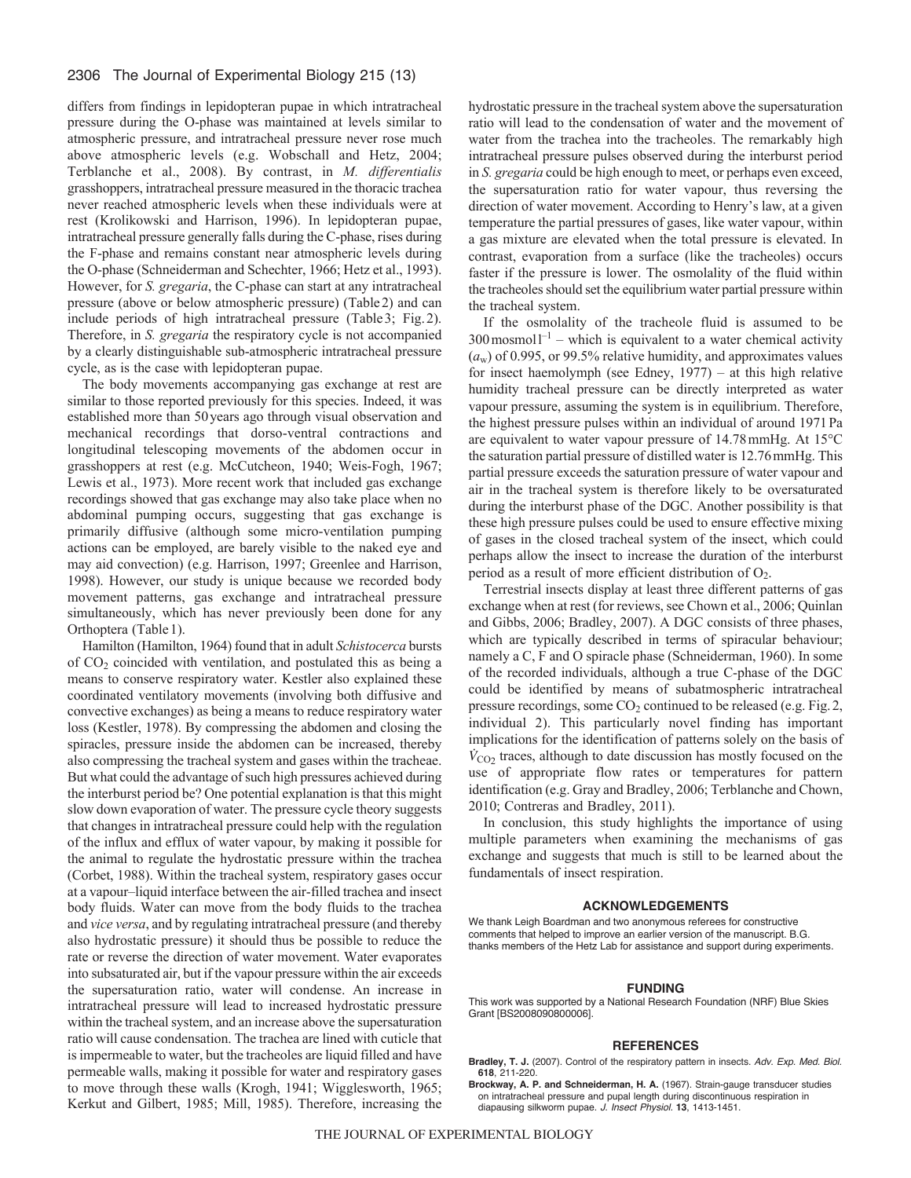differs from findings in lepidopteran pupae in which intratracheal pressure during the O-phase was maintained at levels similar to atmospheric pressure, and intratracheal pressure never rose much above atmospheric levels (e.g. Wobschall and Hetz, 2004; Terblanche et al., 2008). By contrast, in *M. differentialis* grasshoppers, intratracheal pressure measured in the thoracic trachea never reached atmospheric levels when these individuals were at rest (Krolikowski and Harrison, 1996). In lepidopteran pupae, intratracheal pressure generally falls during the C-phase, rises during the F-phase and remains constant near atmospheric levels during the O-phase (Schneiderman and Schechter, 1966; Hetz et al., 1993). However, for *S. gregaria*, the C-phase can start at any intratracheal pressure (above or below atmospheric pressure) (Table 2) and can include periods of high intratracheal pressure (Table 3; Fig. 2). Therefore, in *S. gregaria* the respiratory cycle is not accompanied by a clearly distinguishable sub-atmospheric intratracheal pressure cycle, as is the case with lepidopteran pupae.

The body movements accompanying gas exchange at rest are similar to those reported previously for this species. Indeed, it was established more than 50 years ago through visual observation and mechanical recordings that dorso-ventral contractions and longitudinal telescoping movements of the abdomen occur in grasshoppers at rest (e.g. McCutcheon, 1940; Weis-Fogh, 1967; Lewis et al., 1973). More recent work that included gas exchange recordings showed that gas exchange may also take place when no abdominal pumping occurs, suggesting that gas exchange is primarily diffusive (although some micro-ventilation pumping actions can be employed, are barely visible to the naked eye and may aid convection) (e.g. Harrison, 1997; Greenlee and Harrison, 1998). However, our study is unique because we recorded body movement patterns, gas exchange and intratracheal pressure simultaneously, which has never previously been done for any Orthoptera (Table 1).

Hamilton (Hamilton, 1964) found that in adult *Schistocerca* bursts of $CO_2$ coincided with ventilation, and postulated this as being a means to conserve respiratory water. Kestler also explained these coordinated ventilatory movements (involving both diffusive and convective exchanges) as being a means to reduce respiratory water loss (Kestler, 1978). By compressing the abdomen and closing the spiracles, pressure inside the abdomen can be increased, thereby also compressing the tracheal system and gases within the tracheae. But what could the advantage of such high pressures achieved during the interburst period be? One potential explanation is that this might slow down evaporation of water. The pressure cycle theory suggests that changes in intratracheal pressure could help with the regulation of the influx and efflux of water vapour, by making it possible for the animal to regulate the hydrostatic pressure within the trachea (Corbet, 1988). Within the tracheal system, respiratory gases occur at a vapour–liquid interface between the air-filled trachea and insect body fluids. Water can move from the body fluids to the trachea and *vice versa*, and by regulating intratracheal pressure (and thereby also hydrostatic pressure) it should thus be possible to reduce the rate or reverse the direction of water movement. Water evaporates into subsaturated air, but if the vapour pressure within the air exceeds the supersaturation ratio, water will condense. An increase in intratracheal pressure will lead to increased hydrostatic pressure within the tracheal system, and an increase above the supersaturation ratio will cause condensation. The trachea are lined with cuticle that is impermeable to water, but the tracheoles are liquid filled and have permeable walls, making it possible for water and respiratory gases to move through these walls (Krogh, 1941; Wigglesworth, 1965; Kerkut and Gilbert, 1985; Mill, 1985). Therefore, increasing the hydrostatic pressure in the tracheal system above the supersaturation ratio will lead to the condensation of water and the movement of water from the trachea into the tracheoles. The remarkably high intratracheal pressure pulses observed during the interburst period in *S. gregaria* could be high enough to meet, or perhaps even exceed, the supersaturation ratio for water vapour, thus reversing the direction of water movement. According to Henry's law, at a given temperature the partial pressures of gases, like water vapour, within a gas mixture are elevated when the total pressure is elevated. In contrast, evaporation from a surface (like the tracheoles) occurs faster if the pressure is lower. The osmolality of the fluid within the tracheoles should set the equilibrium water partial pressure within the tracheal system.

If the osmolality of the tracheole fluid is assumed to be 300 mosmol l$^{-1}$ – which is equivalent to a water chemical activity ($a_w$) of 0.995, or 99.5% relative humidity, and approximates values for insect haemolymph (see Edney, 1977) – at this high relative humidity tracheal pressure can be directly interpreted as water vapour pressure, assuming the system is in equilibrium. Therefore, the highest pressure pulses within an individual of around 1971 Pa are equivalent to water vapour pressure of 14.78 mmHg. At 15°C the saturation partial pressure of distilled water is 12.76 mmHg. This partial pressure exceeds the saturation pressure of water vapour and air in the tracheal system is therefore likely to be oversaturated during the interburst phase of the DGC. Another possibility is that these high pressure pulses could be used to ensure effective mixing of gases in the closed tracheal system of the insect, which could perhaps allow the insect to increase the duration of the interburst period as a result of more efficient distribution of $O_2$.

Terrestrial insects display at least three different patterns of gas exchange when at rest (for reviews, see Chown et al., 2006; Quinlan and Gibbs, 2006; Bradley, 2007). A DGC consists of three phases, which are typically described in terms of spiracular behaviour; namely a C, F and O spiracle phase (Schneiderman, 1960). In some of the recorded individuals, although a true C-phase of the DGC could be identified by means of subatmospheric intratracheal pressure recordings, some $CO_2$ continued to be released (e.g. Fig. 2, individual 2). This particularly novel finding has important implications for the identification of patterns solely on the basis of $\dot{V}_{CO_2}$ traces, although to date discussion has mostly focused on the use of appropriate flow rates or temperatures for pattern identification (e.g. Gray and Bradley, 2006; Terblanche and Chown, 2010; Contreras and Bradley, 2011).

In conclusion, this study highlights the importance of using multiple parameters when examining the mechanisms of gas exchange and suggests that much is still to be learned about the fundamentals of insect respiration.

## ACKNOWLEDGEMENTS

We thank Leigh Boardman and two anonymous referees for constructive comments that helped to improve an earlier version of the manuscript. B.G. thanks members of the Hetz Lab for assistance and support during experiments.

## FUNDING

This work was supported by a National Research Foundation (NRF) Blue Skies Grant [BS2008090800006].

## REFERENCES

**Bradley, T. J.** (2007). Control of the respiratory pattern in insects. *Adv. Exp. Med. Biol.* **618**, 211-220.

**Brockway, A. P. and Schneiderman, H. A.** (1967). Strain-gauge transducer studies on intratracheal pressure and pupal length during discontinuous respiration in diapausing silkworm pupae. *J. Insect Physiol.* **13**, 1413-1451.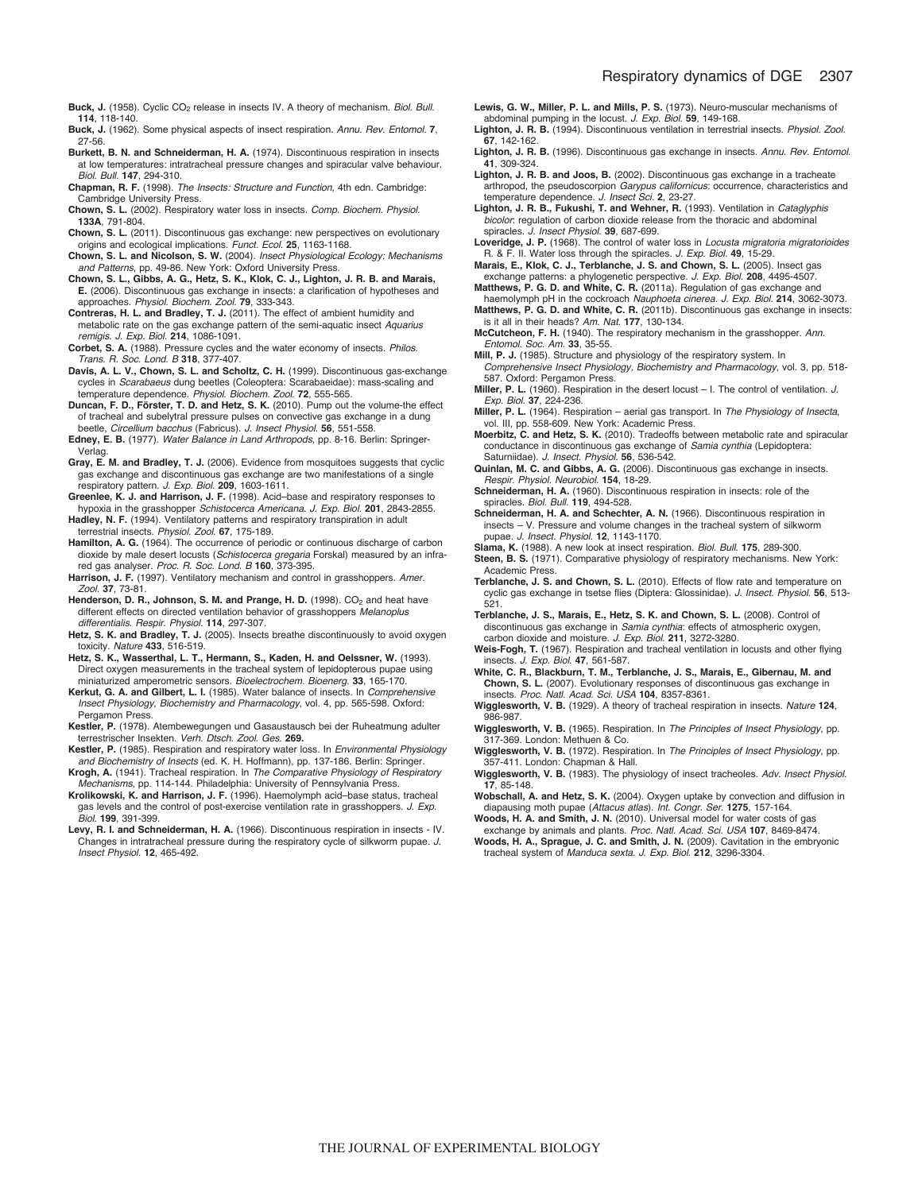**Buck, J.** (1958). Cyclic $CO_2$ release in insects IV. A theory of mechanism. *Biol. Bull.* **114**, 118-140.

**Buck, J.** (1962). Some physical aspects of insect respiration. *Annu. Rev. Entomol.* **7**, 27-56.

**Burkett, B. N. and Schneiderman, H. A.** (1974). Discontinuous respiration in insects at low temperatures: intratracheal pressure changes and spiracular valve behaviour. *Biol. Bull.* **147**, 294-310.

**Chapman, R. F.** (1998). *The Insects: Structure and Function*, 4th edn. Cambridge: Cambridge University Press.

**Chown, S. L.** (2002). Respiratory water loss in insects. *Comp. Biochem. Physiol.* **133A**, 791-804.

**Chown, S. L.** (2011). Discontinuous gas exchange: new perspectives on evolutionary origins and ecological implications. *Funct. Ecol.* **25**, 1163-1168.

**Chown, S. L. and Nicolson, S. W.** (2004). *Insect Physiological Ecology: Mechanisms and Patterns*, pp. 49-86. New York: Oxford University Press.

**Chown, S. L., Gibbs, A. G., Hetz, S. K., Klok, C. J., Lighton, J. R. B. and Marais, E.** (2006). Discontinuous gas exchange in insects: a clarification of hypotheses and approaches. *Physiol. Biochem. Zool.* **79**, 333-343.

**Contreras, H. L. and Bradley, T. J.** (2011). The effect of ambient humidity and metabolic rate on the gas exchange pattern of the semi-aquatic insect *Aquarius remigis*. *J. Exp. Biol.* **214**, 1086-1091.

**Corbet, S. A.** (1988). Pressure cycles and the water economy of insects. *Philos. Trans. R. Soc. Lond. B* **318**, 377-407.

**Davis, A. L. V., Chown, S. L. and Scholtz, C. H.** (1999). Discontinuous gas-exchange cycles in *Scarabaeus* dung beetles (Coleoptera: Scarabaeidae): mass-scaling and temperature dependence. *Physiol. Biochem. Zool.* **72**, 555-565.

**Duncan, F. D., Förster, T. D. and Hetz, S. K.** (2010). Pump out the volume-the effect of tracheal and subelytral pressure pulses on convective gas exchange in a dung beetle, *Circellium bacchus* (Fabricus). *J. Insect Physiol.* **56**, 551-558.

**Edney, E. B.** (1977). *Water Balance in Land Arthropods*, pp. 8-16. Berlin: Springer-Verlag.

**Gray, E. M. and Bradley, T. J.** (2006). Evidence from mosquitoes suggests that cyclic gas exchange and discontinuous gas exchange are two manifestations of a single respiratory pattern. *J. Exp. Biol.* **209**, 1603-1611.

**Greenlee, K. J. and Harrison, J. F.** (1998). Acid–base and respiratory responses to hypoxia in the grasshopper *Schistocerca Americana*. *J. Exp. Biol.* **201**, 2843-2855.

**Hadley, N. F.** (1994). Ventilatory patterns and respiratory transpiration in adult terrestrial insects. *Physiol. Zool.* **67**, 175-189.

**Hamilton, A. G.** (1964). The occurrence of periodic or continuous discharge of carbon dioxide by male desert locusts (*Schistocerca gregaria* Forskal) measured by an infra-red gas analyser. *Proc. R. Soc. Lond. B* **160**, 373-395.

**Harrison, J. F.** (1997). Ventilatory mechanism and control in grasshoppers. *Amer. Zool.* **37**, 73-81.

**Henderson, D. R., Johnson, S. M. and Prange, H. D.** (1998). $CO_2$ and heat have different effects on directed ventilation behavior of grasshoppers *Melanoplus differentialis*. *Respir. Physiol.* **114**, 297-307.

**Hetz, S. K. and Bradley, T. J.** (2005). Insects breathe discontinuously to avoid oxygen toxicity. *Nature* **433**, 516-519.

**Hetz, S. K., Wasserthal, L. T., Hermann, S., Kaden, H. and Oelssner, W.** (1993). Direct oxygen measurements in the tracheal system of lepidopterous pupae using miniaturized amperometric sensors. *Bioelectrochem. Bioenerg.* **33**, 165-170.

**Kerkut, G. A. and Gilbert, L. I.** (1985). Water balance of insects. In *Comprehensive Insect Physiology, Biochemistry and Pharmacology*, vol. 4, pp. 565-598. Oxford: Pergamon Press.

**Kestler, P.** (1978). Atembewegungen und Gasaustausch bei der Ruheatmung adulter terrestrischer Insekten. *Verh. Dtsch. Zool. Ges.* **269.**

**Kestler, P.** (1985). Respiration and respiratory water loss. In *Environmental Physiology and Biochemistry of Insects* (ed. K. H. Hoffmann), pp. 137-186. Berlin: Springer.

**Krogh, A.** (1941). Tracheal respiration. In *The Comparative Physiology of Respiratory Mechanisms*, pp. 114-144. Philadelphia: University of Pennsylvania Press.

**Krolikowski, K. and Harrison, J. F.** (1996). Haemolymph acid–base status, tracheal gas levels and the control of post-exercise ventilation rate in grasshoppers. *J. Exp. Biol.* **199**, 391-399.

**Levy, R. I. and Schneiderman, H. A.** (1966). Discontinuous respiration in insects - IV. Changes in intratracheal pressure during the respiratory cycle of silkworm pupae. *J. Insect Physiol.* **12**, 465-492.

**Lewis, G. W., Miller, P. L. and Mills, P. S.** (1973). Neuro-muscular mechanisms of abdominal pumping in the locust. *J. Exp. Biol.* **59**, 149-168.

**Lighton, J. R. B.** (1994). Discontinuous ventilation in terrestrial insects. *Physiol. Zool.* **67**, 142-162.

**Lighton, J. R. B.** (1996). Discontinuous gas exchange in insects. *Annu. Rev. Entomol.* **41**, 309-324.

**Lighton, J. R. B. and Joos, B.** (2002). Discontinuous gas exchange in a tracheate arthropod, the pseudoscorpion *Garypus californicus*: occurrence, characteristics and temperature dependence. *J. Insect Sci.* **2**, 23-27.

**Lighton, J. R. B., Fukushi, T. and Wehner, R.** (1993). Ventilation in *Cataglyphis bicolor*: regulation of carbon dioxide release from the thoracic and abdominal spiracles. *J. Insect Physiol.* **39**, 687-699.

**Loveridge, J. P.** (1968). The control of water loss in *Locusta migratoria migratorioides* R. & F. II. Water loss through the spiracles. *J. Exp. Biol.* **49**, 15-29.

**Marais, E., Klok, C. J., Terblanche, J. S. and Chown, S. L.** (2005). Insect gas exchange patterns: a phylogenetic perspective. *J. Exp. Biol.* **208**, 4495-4507.

**Matthews, P. G. D. and White, C. R.** (2011a). Regulation of gas exchange and haemolymph pH in the cockroach *Nauphoeta cinerea*. *J. Exp. Biol.* **214**, 3062-3073.

**Matthews, P. G. D. and White, C. R.** (2011b). Discontinuous gas exchange in insects: is it all in their heads? *Am. Nat.* **177**, 130-134.

**McCutcheon, F. H.** (1940). The respiratory mechanism in the grasshopper. *Ann. Entomol. Soc. Am.* **33**, 35-55.

**Mill, P. J.** (1985). Structure and physiology of the respiratory system. In *Comprehensive Insect Physiology, Biochemistry and Pharmacology*, vol. 3, pp. 518-587. Oxford: Pergamon Press.

**Miller, P. L.** (1960). Respiration in the desert locust – I. The control of ventilation. *J. Exp. Biol.* **37**, 224-236.

**Miller, P. L.** (1964). Respiration – aerial gas transport. In *The Physiology of Insecta*, vol. III, pp. 558-609. New York: Academic Press.

**Moerbitz, C. and Hetz, S. K.** (2010). Tradeoffs between metabolic rate and spiracular conductance in discontinuous gas exchange of *Samia cynthia* (Lepidoptera: Saturniidae). *J. Insect. Physiol.* **56**, 536-542.

**Quinlan, M. C. and Gibbs, A. G.** (2006). Discontinuous gas exchange in insects. *Respir. Physiol. Neurobiol.* **154**, 18-29.

**Schneiderman, H. A.** (1960). Discontinuous respiration in insects: role of the spiracles. *Biol. Bull.* **119**, 494-528.

**Schneiderman, H. A. and Schechter, A. N.** (1966). Discontinuous respiration in insects – V. Pressure and volume changes in the tracheal system of silkworm pupae. *J. Insect. Physiol.* **12**, 1143-1170.

**Slama, K.** (1988). A new look at insect respiration. *Biol. Bull.* **175**, 289-300.

**Steen, B. S.** (1971). Comparative physiology of respiratory mechanisms. New York: Academic Press.

**Terblanche, J. S. and Chown, S. L.** (2010). Effects of flow rate and temperature on cyclic gas exchange in tsetse flies (Diptera: Glossinidae). *J. Insect. Physiol.* **56**, 513-521.

**Terblanche, J. S., Marais, E., Hetz, S. K. and Chown, S. L.** (2008). Control of discontinuous gas exchange in *Samia cynthia*: effects of atmospheric oxygen, carbon dioxide and moisture. *J. Exp. Biol.* **211**, 3272-3280.

**Weis-Fogh, T.** (1967). Respiration and tracheal ventilation in locusts and other flying insects. *J. Exp. Biol.* **47**, 561-587.

**White, C. R., Blackburn, T. M., Terblanche, J. S., Marais, E., Gibernau, M. and Chown, S. L.** (2007). Evolutionary responses of discontinuous gas exchange in insects. *Proc. Natl. Acad. Sci. USA* **104**, 8357-8361.

**Wigglesworth, V. B.** (1929). A theory of tracheal respiration in insects. *Nature* **124**, 986-987.

**Wigglesworth, V. B.** (1965). Respiration. In *The Principles of Insect Physiology*, pp. 317-369. London: Methuen & Co.

**Wigglesworth, V. B.** (1972). Respiration. In *The Principles of Insect Physiology*, pp. 357-411. London: Chapman & Hall.

**Wigglesworth, V. B.** (1983). The physiology of insect tracheoles. *Adv. Insect Physiol.* **17**, 85-148.

**Wobschall, A. and Hetz, S. K.** (2004). Oxygen uptake by convection and diffusion in diapausing moth pupae (*Attacus atlas*). *Int. Congr. Ser.* **1275**, 157-164.

**Woods, H. A. and Smith, J. N.** (2010). Universal model for water costs of gas exchange by animals and plants. *Proc. Natl. Acad. Sci. USA* **107**, 8469-8474.

**Woods, H. A., Sprague, J. C. and Smith, J. N.** (2009). Cavitation in the embryonic tracheal system of *Manduca sexta*. *J. Exp. Biol.* **212**, 3296-3304.